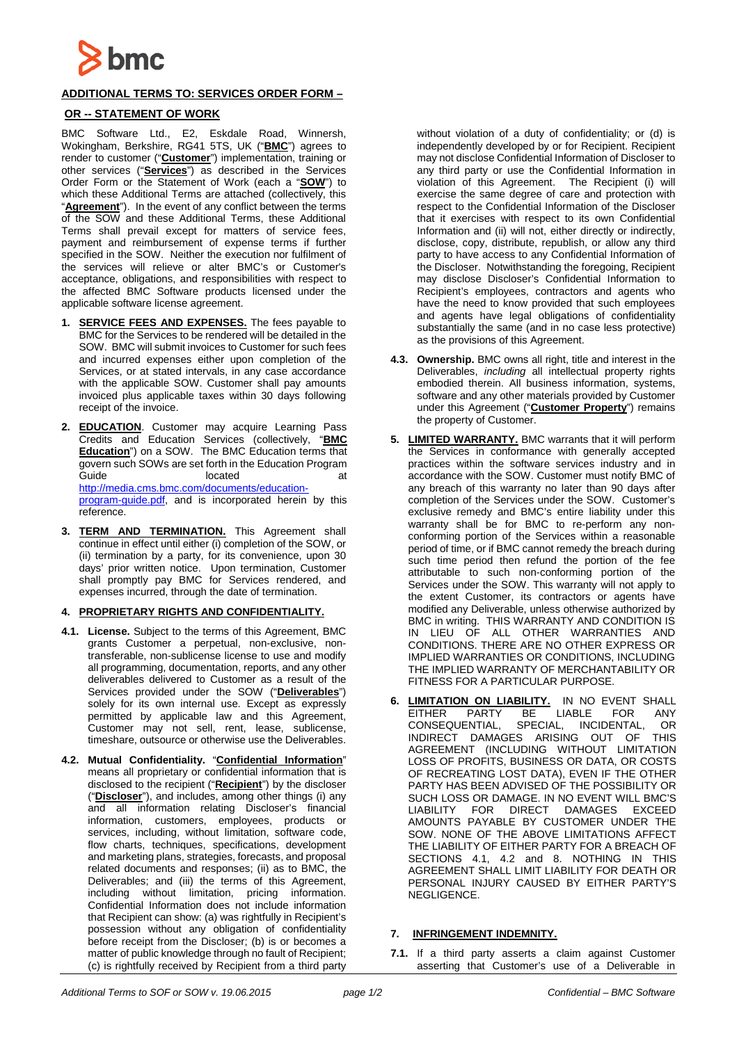## ADDITIONAL TERMS TO: SERVICES ORDER FORM – OR -- STATEMENT OF WORK

BMC Software Ltd., E2, Eskdale Road, Winnersh, Wokingham, Berkshire, RG41 5TS, UK ("**BMC**") agrees to render to customer ("**Customer**") implementation, training or other services ("**Services**") as described in the Services Order Form or the Statement of Work (each a "**SOW**") to which these Additional Terms are attached (collectively, this "**Agreement**"). In the event of any conflict between the terms of the SOW and these Additional Terms, these Additional Terms shall prevail except for matters of service fees, payment and reimbursement of expense terms if further specified in the SOW. Neither the execution nor fulfilment of the services will relieve or alter BMC's or Customer's acceptance, obligations, and responsibilities with respect to the affected BMC Software products licensed under the applicable software license agreement.

1. **SERVICE FEES AND EXPENSES.** The fees payable to BMC for the Services to be rendered will be detailed in the SOW. BMC will submit invoices to Customer for such fees and incurred expenses either upon completion of the Services, or at stated intervals, in any case accordance with the applicable SOW. Customer shall pay amounts invoiced plus applicable taxes within 30 days following receipt of the invoice.

2. **EDUCATION**. Customer may acquire Learning Pass Credits and Education Services (collectively, "**BMC Education**") on a SOW. The BMC Education terms that govern such SOWs are set forth in the Education Program Guide located at http://media.cms.bmc.com/documents/education-program-guide.pdf, and is incorporated herein by this reference.

3. **TERM AND TERMINATION.** This Agreement shall continue in effect until either (i) completion of the SOW, or (ii) termination by a party, for its convenience, upon 30 days' prior written notice. Upon termination, Customer shall promptly pay BMC for Services rendered, and expenses incurred, through the date of termination.

4. **PROPRIETARY RIGHTS AND CONFIDENTIALITY.**

**4.1. License.** Subject to the terms of this Agreement, BMC grants Customer a perpetual, non-exclusive, non-transferable, non-sublicense license to use and modify all programming, documentation, reports, and any other deliverables delivered to Customer as a result of the Services provided under the SOW ("**Deliverables**") solely for its own internal use. Except as expressly permitted by applicable law and this Agreement, Customer may not sell, rent, lease, sublicense, timeshare, outsource or otherwise use the Deliverables.

**4.2. Mutual Confidentiality.** "**Confidential Information**" means all proprietary or confidential information that is disclosed to the recipient ("**Recipient**") by the discloser ("**Discloser**"), and includes, among other things (i) any and all information relating Discloser's financial information, customers, employees, products or services, including, without limitation, software code, flow charts, techniques, specifications, development and marketing plans, strategies, forecasts, and proposal related documents and responses; (ii) as to BMC, the Deliverables; and (iii) the terms of this Agreement, including without limitation, pricing information. Confidential Information does not include information that Recipient can show: (a) was rightfully in Recipient's possession without any obligation of confidentiality before receipt from the Discloser; (b) is or becomes a matter of public knowledge through no fault of Recipient; (c) is rightfully received by Recipient from a third party without violation of a duty of confidentiality; or (d) is independently developed by or for Recipient. Recipient may not disclose Confidential Information of Discloser to any third party or use the Confidential Information in violation of this Agreement. The Recipient (i) will exercise the same degree of care and protection with respect to the Confidential Information of the Discloser that it exercises with respect to its own Confidential Information and (ii) will not, either directly or indirectly, disclose, copy, distribute, republish, or allow any third party to have access to any Confidential Information of the Discloser. Notwithstanding the foregoing, Recipient may disclose Discloser's Confidential Information to Recipient's employees, contractors and agents who have the need to know provided that such employees and agents have legal obligations of confidentiality substantially the same (and in no case less protective) as the provisions of this Agreement.

**4.3. Ownership.** BMC owns all right, title and interest in the Deliverables, *including* all intellectual property rights embodied therein. All business information, systems, software and any other materials provided by Customer under this Agreement ("**Customer Property**") remains the property of Customer.

5. **LIMITED WARRANTY.** BMC warrants that it will perform the Services in conformance with generally accepted practices within the software services industry and in accordance with the SOW. Customer must notify BMC of any breach of this warranty no later than 90 days after completion of the Services under the SOW. Customer's exclusive remedy and BMC's entire liability under this warranty shall be for BMC to re-perform any non-conforming portion of the Services within a reasonable period of time, or if BMC cannot remedy the breach during such time period then refund the portion of the fee attributable to such non-conforming portion of the Services under the SOW. This warranty will not apply to the extent Customer, its contractors or agents have modified any Deliverable, unless otherwise authorized by BMC in writing. THIS WARRANTY AND CONDITION IS IN LIEU OF ALL OTHER WARRANTIES AND CONDITIONS. THERE ARE NO OTHER EXPRESS OR IMPLIED WARRANTIES OR CONDITIONS, INCLUDING THE IMPLIED WARRANTY OF MERCHANTABILITY OR FITNESS FOR A PARTICULAR PURPOSE.

6. **LIMITATION ON LIABILITY.** IN NO EVENT SHALL EITHER PARTY BE LIABLE FOR ANY CONSEQUENTIAL, SPECIAL, INCIDENTAL, OR INDIRECT DAMAGES ARISING OUT OF THIS AGREEMENT (INCLUDING WITHOUT LIMITATION LOSS OF PROFITS, BUSINESS OR DATA, OR COSTS OF RECREATING LOST DATA), EVEN IF THE OTHER PARTY HAS BEEN ADVISED OF THE POSSIBILITY OR SUCH LOSS OR DAMAGE. IN NO EVENT WILL BMC'S LIABILITY FOR DIRECT DAMAGES EXCEED AMOUNTS PAYABLE BY CUSTOMER UNDER THE SOW. NONE OF THE ABOVE LIMITATIONS AFFECT THE LIABILITY OF EITHER PARTY FOR A BREACH OF SECTIONS 4.1, 4.2 and 8. NOTHING IN THIS AGREEMENT SHALL LIMIT LIABILITY FOR DEATH OR PERSONAL INJURY CAUSED BY EITHER PARTY'S NEGLIGENCE.

7. **INFRINGEMENT INDEMNITY.**

**7.1.** If a third party asserts a claim against Customer asserting that Customer's use of a Deliverable in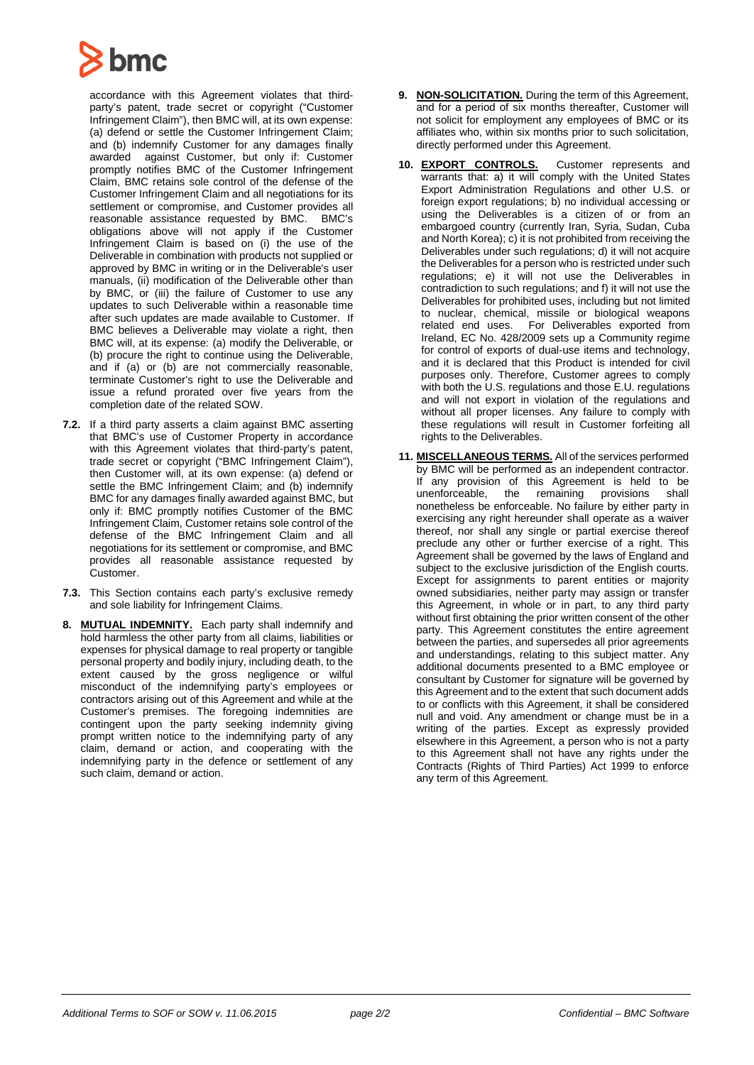accordance with this Agreement violates that third-party's patent, trade secret or copyright ("Customer Infringement Claim"), then BMC will, at its own expense: (a) defend or settle the Customer Infringement Claim; and (b) indemnify Customer for any damages finally awarded against Customer, but only if: Customer promptly notifies BMC of the Customer Infringement Claim, BMC retains sole control of the defense of the Customer Infringement Claim and all negotiations for its settlement or compromise, and Customer provides all reasonable assistance requested by BMC. BMC's obligations above will not apply if the Customer Infringement Claim is based on (i) the use of the Deliverable in combination with products not supplied or approved by BMC in writing or in the Deliverable's user manuals, (ii) modification of the Deliverable other than by BMC, or (iii) the failure of Customer to use any updates to such Deliverable within a reasonable time after such updates are made available to Customer. If BMC believes a Deliverable may violate a right, then BMC will, at its expense: (a) modify the Deliverable, or (b) procure the right to continue using the Deliverable, and if (a) or (b) are not commercially reasonable, terminate Customer's right to use the Deliverable and issue a refund prorated over five years from the completion date of the related SOW.

**7.2.** If a third party asserts a claim against BMC asserting that BMC's use of Customer Property in accordance with this Agreement violates that third-party's patent, trade secret or copyright ("BMC Infringement Claim"), then Customer will, at its own expense: (a) defend or settle the BMC Infringement Claim; and (b) indemnify BMC for any damages finally awarded against BMC, but only if: BMC promptly notifies Customer of the BMC Infringement Claim, Customer retains sole control of the defense of the BMC Infringement Claim and all negotiations for its settlement or compromise, and BMC provides all reasonable assistance requested by Customer.

**7.3.** This Section contains each party's exclusive remedy and sole liability for Infringement Claims.

**8. MUTUAL INDEMNITY.** Each party shall indemnify and hold harmless the other party from all claims, liabilities or expenses for physical damage to real property or tangible personal property and bodily injury, including death, to the extent caused by the gross negligence or wilful misconduct of the indemnifying party's employees or contractors arising out of this Agreement and while at the Customer's premises. The foregoing indemnities are contingent upon the party seeking indemnity giving prompt written notice to the indemnifying party of any claim, demand or action, and cooperating with the indemnifying party in the defence or settlement of any such claim, demand or action.

**9. NON-SOLICITATION.** During the term of this Agreement, and for a period of six months thereafter, Customer will not solicit for employment any employees of BMC or its affiliates who, within six months prior to such solicitation, directly performed under this Agreement.

**10. EXPORT CONTROLS.** Customer represents and warrants that: a) it will comply with the United States Export Administration Regulations and other U.S. or foreign export regulations; b) no individual accessing or using the Deliverables is a citizen of or from an embargoed country (currently Iran, Syria, Sudan, Cuba and North Korea); c) it is not prohibited from receiving the Deliverables under such regulations; d) it will not acquire the Deliverables for a person who is restricted under such regulations; e) it will not use the Deliverables in contradiction to such regulations; and f) it will not use the Deliverables for prohibited uses, including but not limited to nuclear, chemical, missile or biological weapons related end uses. For Deliverables exported from Ireland, EC No. 428/2009 sets up a Community regime for control of exports of dual-use items and technology, and it is declared that this Product is intended for civil purposes only. Therefore, Customer agrees to comply with both the U.S. regulations and those E.U. regulations and will not export in violation of the regulations and without all proper licenses. Any failure to comply with these regulations will result in Customer forfeiting all rights to the Deliverables.

**11. MISCELLANEOUS TERMS.** All of the services performed by BMC will be performed as an independent contractor. If any provision of this Agreement is held to be unenforceable, the remaining provisions shall nonetheless be enforceable. No failure by either party in exercising any right hereunder shall operate as a waiver thereof, nor shall any single or partial exercise thereof preclude any other or further exercise of a right. This Agreement shall be governed by the laws of England and subject to the exclusive jurisdiction of the English courts. Except for assignments to parent entities or majority owned subsidiaries, neither party may assign or transfer this Agreement, in whole or in part, to any third party without first obtaining the prior written consent of the other party. This Agreement constitutes the entire agreement between the parties, and supersedes all prior agreements and understandings, relating to this subject matter. Any additional documents presented to a BMC employee or consultant by Customer for signature will be governed by this Agreement and to the extent that such document adds to or conflicts with this Agreement, it shall be considered null and void. Any amendment or change must be in a writing of the parties. Except as expressly provided elsewhere in this Agreement, a person who is not a party to this Agreement shall not have any rights under the Contracts (Rights of Third Parties) Act 1999 to enforce any term of this Agreement.